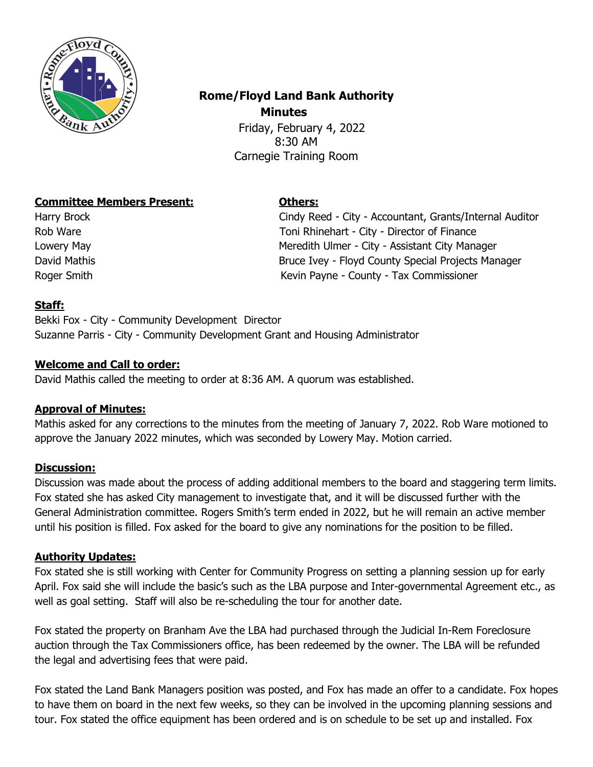# Rome/Floyd Land Bank Authority

## Minutes

Friday, February 4, 2022
8:30 AM
Carnegie Training Room

**Committee Members Present:**

Harry Brock
Rob Ware
Lowery May
David Mathis
Roger Smith

**Others:**

Cindy Reed - City - Accountant, Grants/Internal Auditor
Toni Rhinehart - City - Director of Finance
Meredith Ulmer - City - Assistant City Manager
Bruce Ivey - Floyd County Special Projects Manager
Kevin Payne - County - Tax Commissioner

**Staff:**

Bekki Fox - City - Community Development Director
Suzanne Parris - City - Community Development Grant and Housing Administrator

**Welcome and Call to order:**

David Mathis called the meeting to order at 8:36 AM. A quorum was established.

**Approval of Minutes:**

Mathis asked for any corrections to the minutes from the meeting of January 7, 2022. Rob Ware motioned to approve the January 2022 minutes, which was seconded by Lowery May. Motion carried.

**Discussion:**

Discussion was made about the process of adding additional members to the board and staggering term limits. Fox stated she has asked City management to investigate that, and it will be discussed further with the General Administration committee. Rogers Smith's term ended in 2022, but he will remain an active member until his position is filled. Fox asked for the board to give any nominations for the position to be filled.

**Authority Updates:**

Fox stated she is still working with Center for Community Progress on setting a planning session up for early April. Fox said she will include the basic's such as the LBA purpose and Inter-governmental Agreement etc., as well as goal setting. Staff will also be re-scheduling the tour for another date.

Fox stated the property on Branham Ave the LBA had purchased through the Judicial In-Rem Foreclosure auction through the Tax Commissioners office, has been redeemed by the owner. The LBA will be refunded the legal and advertising fees that were paid.

Fox stated the Land Bank Managers position was posted, and Fox has made an offer to a candidate. Fox hopes to have them on board in the next few weeks, so they can be involved in the upcoming planning sessions and tour. Fox stated the office equipment has been ordered and is on schedule to be set up and installed. Fox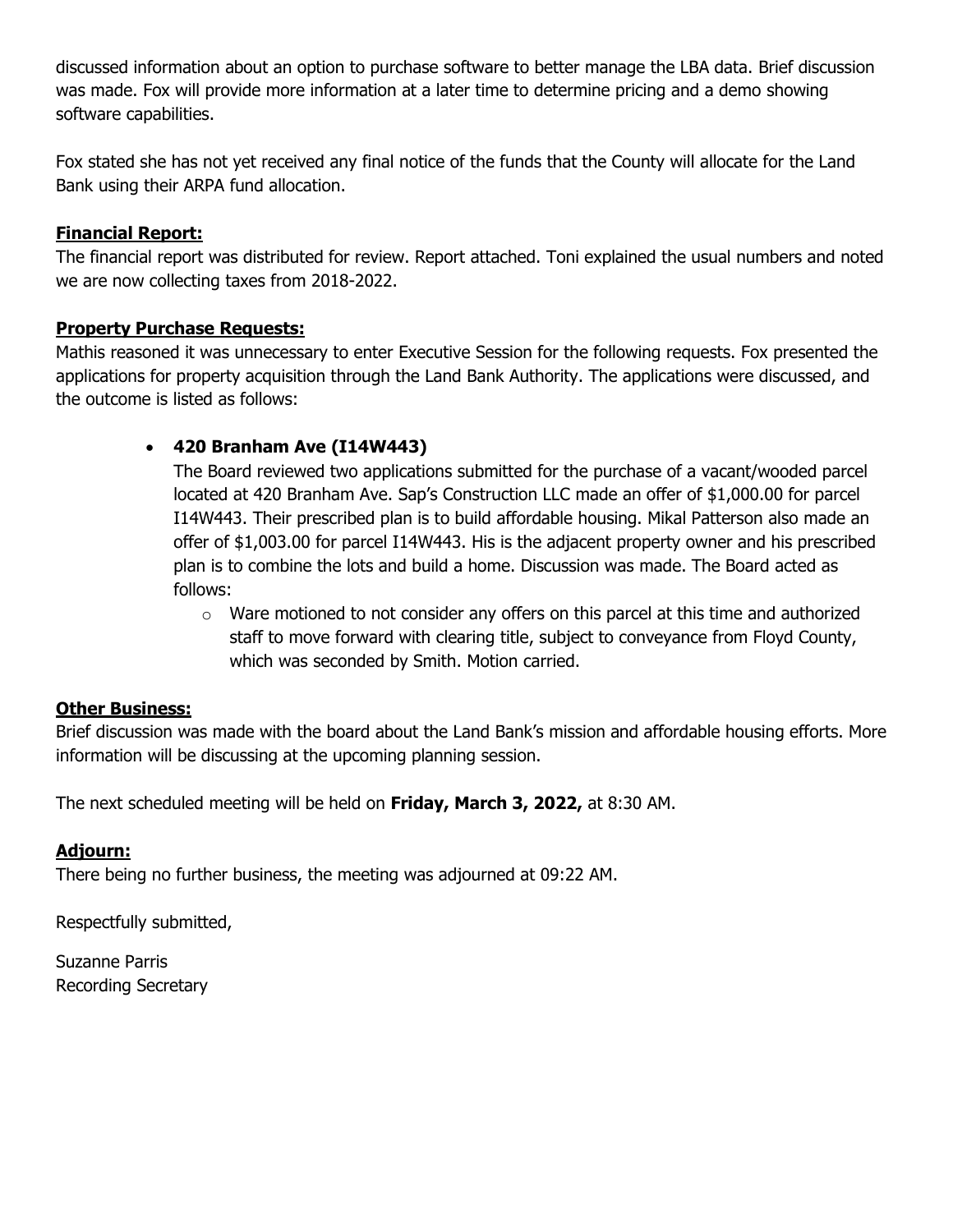discussed information about an option to purchase software to better manage the LBA data. Brief discussion was made. Fox will provide more information at a later time to determine pricing and a demo showing software capabilities.

Fox stated she has not yet received any final notice of the funds that the County will allocate for the Land Bank using their ARPA fund allocation.

**Financial Report:**

The financial report was distributed for review. Report attached. Toni explained the usual numbers and noted we are now collecting taxes from 2018-2022.

**Property Purchase Requests:**

Mathis reasoned it was unnecessary to enter Executive Session for the following requests. Fox presented the applications for property acquisition through the Land Bank Authority. The applications were discussed, and the outcome is listed as follows:

- **420 Branham Ave (I14W443)**

  The Board reviewed two applications submitted for the purchase of a vacant/wooded parcel located at 420 Branham Ave. Sap's Construction LLC made an offer of $1,000.00 for parcel I14W443. Their prescribed plan is to build affordable housing. Mikal Patterson also made an offer of $1,003.00 for parcel I14W443. His is the adjacent property owner and his prescribed plan is to combine the lots and build a home. Discussion was made. The Board acted as follows:

  - Ware motioned to not consider any offers on this parcel at this time and authorized staff to move forward with clearing title, subject to conveyance from Floyd County, which was seconded by Smith. Motion carried.

**Other Business:**

Brief discussion was made with the board about the Land Bank's mission and affordable housing efforts. More information will be discussing at the upcoming planning session.

The next scheduled meeting will be held on **Friday, March 3, 2022,** at 8:30 AM.

**Adjourn:**

There being no further business, the meeting was adjourned at 09:22 AM.

Respectfully submitted,

Suzanne Parris
Recording Secretary